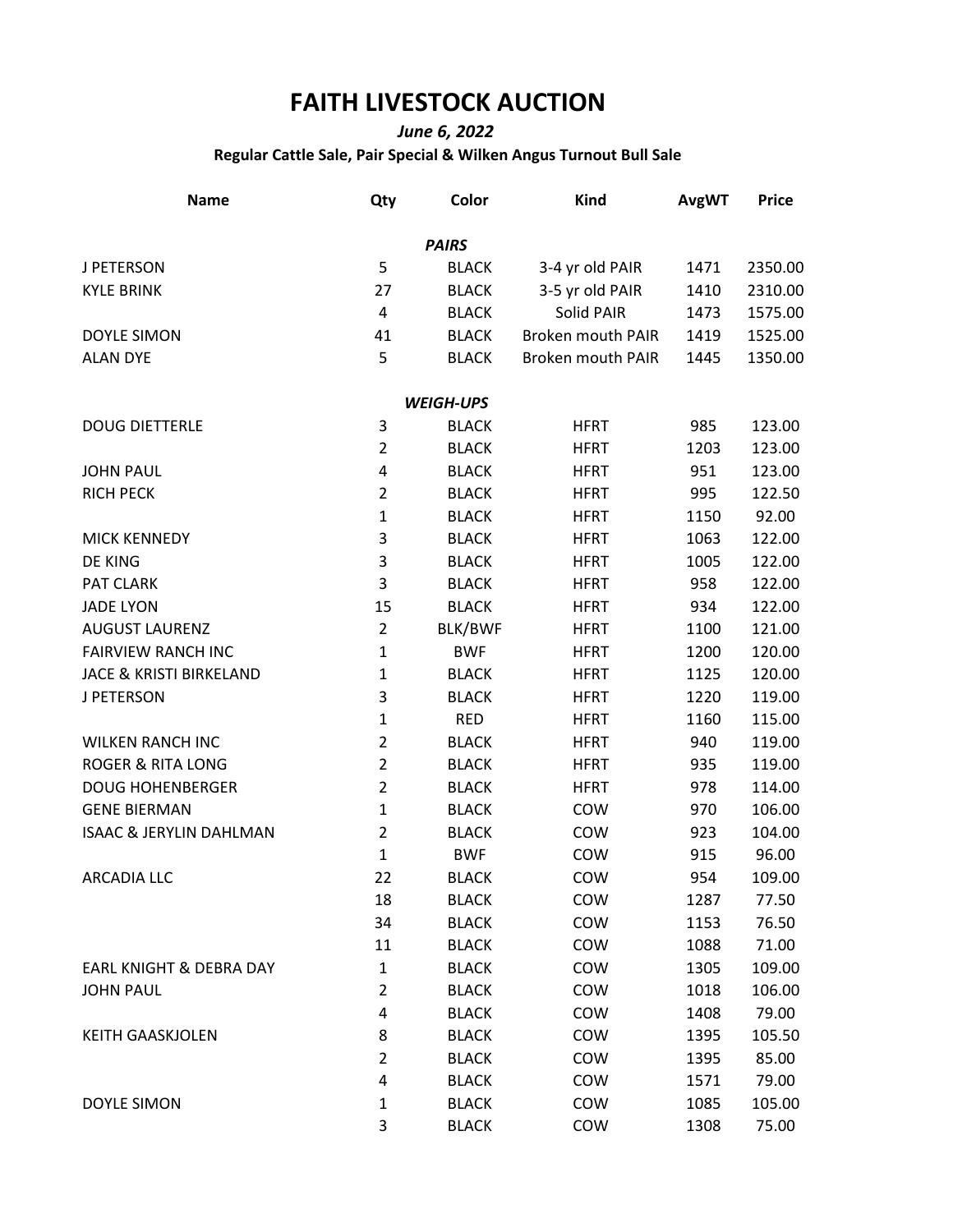# FAITH LIVESTOCK AUCTION

***June 6, 2022***

**Regular Cattle Sale, Pair Special & Wilken Angus Turnout Bull Sale**

| Name | Qty | Color | Kind | AvgWT | Price |
|---|---|---|---|---|---|
| | | ***PAIRS*** | | | |
| J PETERSON | 5 | BLACK | 3-4 yr old PAIR | 1471 | 2350.00 |
| KYLE BRINK | 27 | BLACK | 3-5 yr old PAIR | 1410 | 2310.00 |
| | 4 | BLACK | Solid PAIR | 1473 | 1575.00 |
| DOYLE SIMON | 41 | BLACK | Broken mouth PAIR | 1419 | 1525.00 |
| ALAN DYE | 5 | BLACK | Broken mouth PAIR | 1445 | 1350.00 |
| | | ***WEIGH-UPS*** | | | |
| DOUG DIETTERLE | 3 | BLACK | HFRT | 985 | 123.00 |
| | 2 | BLACK | HFRT | 1203 | 123.00 |
| JOHN PAUL | 4 | BLACK | HFRT | 951 | 123.00 |
| RICH PECK | 2 | BLACK | HFRT | 995 | 122.50 |
| | 1 | BLACK | HFRT | 1150 | 92.00 |
| MICK KENNEDY | 3 | BLACK | HFRT | 1063 | 122.00 |
| DE KING | 3 | BLACK | HFRT | 1005 | 122.00 |
| PAT CLARK | 3 | BLACK | HFRT | 958 | 122.00 |
| JADE LYON | 15 | BLACK | HFRT | 934 | 122.00 |
| AUGUST LAURENZ | 2 | BLK/BWF | HFRT | 1100 | 121.00 |
| FAIRVIEW RANCH INC | 1 | BWF | HFRT | 1200 | 120.00 |
| JACE & KRISTI BIRKELAND | 1 | BLACK | HFRT | 1125 | 120.00 |
| J PETERSON | 3 | BLACK | HFRT | 1220 | 119.00 |
| | 1 | RED | HFRT | 1160 | 115.00 |
| WILKEN RANCH INC | 2 | BLACK | HFRT | 940 | 119.00 |
| ROGER & RITA LONG | 2 | BLACK | HFRT | 935 | 119.00 |
| DOUG HOHENBERGER | 2 | BLACK | HFRT | 978 | 114.00 |
| GENE BIERMAN | 1 | BLACK | COW | 970 | 106.00 |
| ISAAC & JERYLIN DAHLMAN | 2 | BLACK | COW | 923 | 104.00 |
| | 1 | BWF | COW | 915 | 96.00 |
| ARCADIA LLC | 22 | BLACK | COW | 954 | 109.00 |
| | 18 | BLACK | COW | 1287 | 77.50 |
| | 34 | BLACK | COW | 1153 | 76.50 |
| | 11 | BLACK | COW | 1088 | 71.00 |
| EARL KNIGHT & DEBRA DAY | 1 | BLACK | COW | 1305 | 109.00 |
| JOHN PAUL | 2 | BLACK | COW | 1018 | 106.00 |
| | 4 | BLACK | COW | 1408 | 79.00 |
| KEITH GAASKJOLEN | 8 | BLACK | COW | 1395 | 105.50 |
| | 2 | BLACK | COW | 1395 | 85.00 |
| | 4 | BLACK | COW | 1571 | 79.00 |
| DOYLE SIMON | 1 | BLACK | COW | 1085 | 105.00 |
| | 3 | BLACK | COW | 1308 | 75.00 |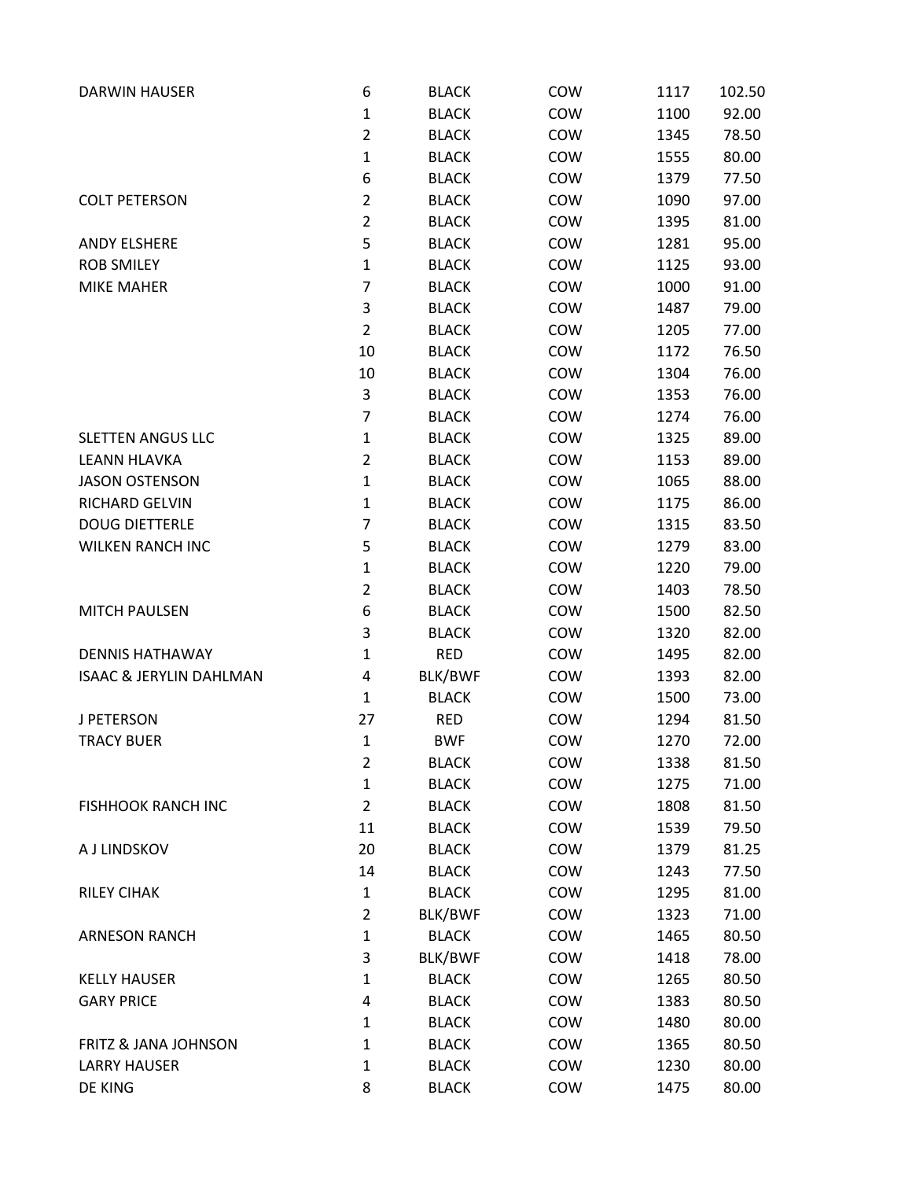| | | | | | |
|---|---|---|---|---|---|
| DARWIN HAUSER | 6 | BLACK | COW | 1117 | 102.50 |
| | 1 | BLACK | COW | 1100 | 92.00 |
| | 2 | BLACK | COW | 1345 | 78.50 |
| | 1 | BLACK | COW | 1555 | 80.00 |
| | 6 | BLACK | COW | 1379 | 77.50 |
| COLT PETERSON | 2 | BLACK | COW | 1090 | 97.00 |
| | 2 | BLACK | COW | 1395 | 81.00 |
| ANDY ELSHERE | 5 | BLACK | COW | 1281 | 95.00 |
| ROB SMILEY | 1 | BLACK | COW | 1125 | 93.00 |
| MIKE MAHER | 7 | BLACK | COW | 1000 | 91.00 |
| | 3 | BLACK | COW | 1487 | 79.00 |
| | 2 | BLACK | COW | 1205 | 77.00 |
| | 10 | BLACK | COW | 1172 | 76.50 |
| | 10 | BLACK | COW | 1304 | 76.00 |
| | 3 | BLACK | COW | 1353 | 76.00 |
| | 7 | BLACK | COW | 1274 | 76.00 |
| SLETTEN ANGUS LLC | 1 | BLACK | COW | 1325 | 89.00 |
| LEANN HLAVKA | 2 | BLACK | COW | 1153 | 89.00 |
| JASON OSTENSON | 1 | BLACK | COW | 1065 | 88.00 |
| RICHARD GELVIN | 1 | BLACK | COW | 1175 | 86.00 |
| DOUG DIETTERLE | 7 | BLACK | COW | 1315 | 83.50 |
| WILKEN RANCH INC | 5 | BLACK | COW | 1279 | 83.00 |
| | 1 | BLACK | COW | 1220 | 79.00 |
| | 2 | BLACK | COW | 1403 | 78.50 |
| MITCH PAULSEN | 6 | BLACK | COW | 1500 | 82.50 |
| | 3 | BLACK | COW | 1320 | 82.00 |
| DENNIS HATHAWAY | 1 | RED | COW | 1495 | 82.00 |
| ISAAC & JERYLIN DAHLMAN | 4 | BLK/BWF | COW | 1393 | 82.00 |
| | 1 | BLACK | COW | 1500 | 73.00 |
| J PETERSON | 27 | RED | COW | 1294 | 81.50 |
| TRACY BUER | 1 | BWF | COW | 1270 | 72.00 |
| | 2 | BLACK | COW | 1338 | 81.50 |
| | 1 | BLACK | COW | 1275 | 71.00 |
| FISHHOOK RANCH INC | 2 | BLACK | COW | 1808 | 81.50 |
| | 11 | BLACK | COW | 1539 | 79.50 |
| A J LINDSKOV | 20 | BLACK | COW | 1379 | 81.25 |
| | 14 | BLACK | COW | 1243 | 77.50 |
| RILEY CIHAK | 1 | BLACK | COW | 1295 | 81.00 |
| | 2 | BLK/BWF | COW | 1323 | 71.00 |
| ARNESON RANCH | 1 | BLACK | COW | 1465 | 80.50 |
| | 3 | BLK/BWF | COW | 1418 | 78.00 |
| KELLY HAUSER | 1 | BLACK | COW | 1265 | 80.50 |
| GARY PRICE | 4 | BLACK | COW | 1383 | 80.50 |
| | 1 | BLACK | COW | 1480 | 80.00 |
| FRITZ & JANA JOHNSON | 1 | BLACK | COW | 1365 | 80.50 |
| LARRY HAUSER | 1 | BLACK | COW | 1230 | 80.00 |
| DE KING | 8 | BLACK | COW | 1475 | 80.00 |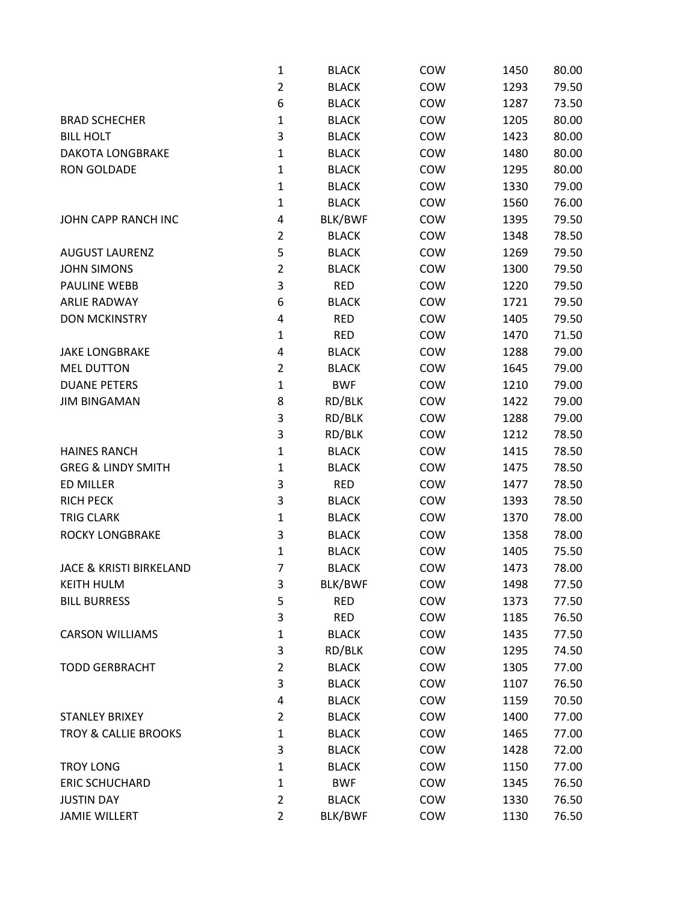| | | | | | |
|---|---|---|---|---|---|
| | 1 | BLACK | COW | 1450 | 80.00 |
| | 2 | BLACK | COW | 1293 | 79.50 |
| | 6 | BLACK | COW | 1287 | 73.50 |
| BRAD SCHECHER | 1 | BLACK | COW | 1205 | 80.00 |
| BILL HOLT | 3 | BLACK | COW | 1423 | 80.00 |
| DAKOTA LONGBRAKE | 1 | BLACK | COW | 1480 | 80.00 |
| RON GOLDADE | 1 | BLACK | COW | 1295 | 80.00 |
| | 1 | BLACK | COW | 1330 | 79.00 |
| | 1 | BLACK | COW | 1560 | 76.00 |
| JOHN CAPP RANCH INC | 4 | BLK/BWF | COW | 1395 | 79.50 |
| | 2 | BLACK | COW | 1348 | 78.50 |
| AUGUST LAURENZ | 5 | BLACK | COW | 1269 | 79.50 |
| JOHN SIMONS | 2 | BLACK | COW | 1300 | 79.50 |
| PAULINE WEBB | 3 | RED | COW | 1220 | 79.50 |
| ARLIE RADWAY | 6 | BLACK | COW | 1721 | 79.50 |
| DON MCKINSTRY | 4 | RED | COW | 1405 | 79.50 |
| | 1 | RED | COW | 1470 | 71.50 |
| JAKE LONGBRAKE | 4 | BLACK | COW | 1288 | 79.00 |
| MEL DUTTON | 2 | BLACK | COW | 1645 | 79.00 |
| DUANE PETERS | 1 | BWF | COW | 1210 | 79.00 |
| JIM BINGAMAN | 8 | RD/BLK | COW | 1422 | 79.00 |
| | 3 | RD/BLK | COW | 1288 | 79.00 |
| | 3 | RD/BLK | COW | 1212 | 78.50 |
| HAINES RANCH | 1 | BLACK | COW | 1415 | 78.50 |
| GREG & LINDY SMITH | 1 | BLACK | COW | 1475 | 78.50 |
| ED MILLER | 3 | RED | COW | 1477 | 78.50 |
| RICH PECK | 3 | BLACK | COW | 1393 | 78.50 |
| TRIG CLARK | 1 | BLACK | COW | 1370 | 78.00 |
| ROCKY LONGBRAKE | 3 | BLACK | COW | 1358 | 78.00 |
| | 1 | BLACK | COW | 1405 | 75.50 |
| JACE & KRISTI BIRKELAND | 7 | BLACK | COW | 1473 | 78.00 |
| KEITH HULM | 3 | BLK/BWF | COW | 1498 | 77.50 |
| BILL BURRESS | 5 | RED | COW | 1373 | 77.50 |
| | 3 | RED | COW | 1185 | 76.50 |
| CARSON WILLIAMS | 1 | BLACK | COW | 1435 | 77.50 |
| | 3 | RD/BLK | COW | 1295 | 74.50 |
| TODD GERBRACHT | 2 | BLACK | COW | 1305 | 77.00 |
| | 3 | BLACK | COW | 1107 | 76.50 |
| | 4 | BLACK | COW | 1159 | 70.50 |
| STANLEY BRIXEY | 2 | BLACK | COW | 1400 | 77.00 |
| TROY & CALLIE BROOKS | 1 | BLACK | COW | 1465 | 77.00 |
| | 3 | BLACK | COW | 1428 | 72.00 |
| TROY LONG | 1 | BLACK | COW | 1150 | 77.00 |
| ERIC SCHUCHARD | 1 | BWF | COW | 1345 | 76.50 |
| JUSTIN DAY | 2 | BLACK | COW | 1330 | 76.50 |
| JAMIE WILLERT | 2 | BLK/BWF | COW | 1130 | 76.50 |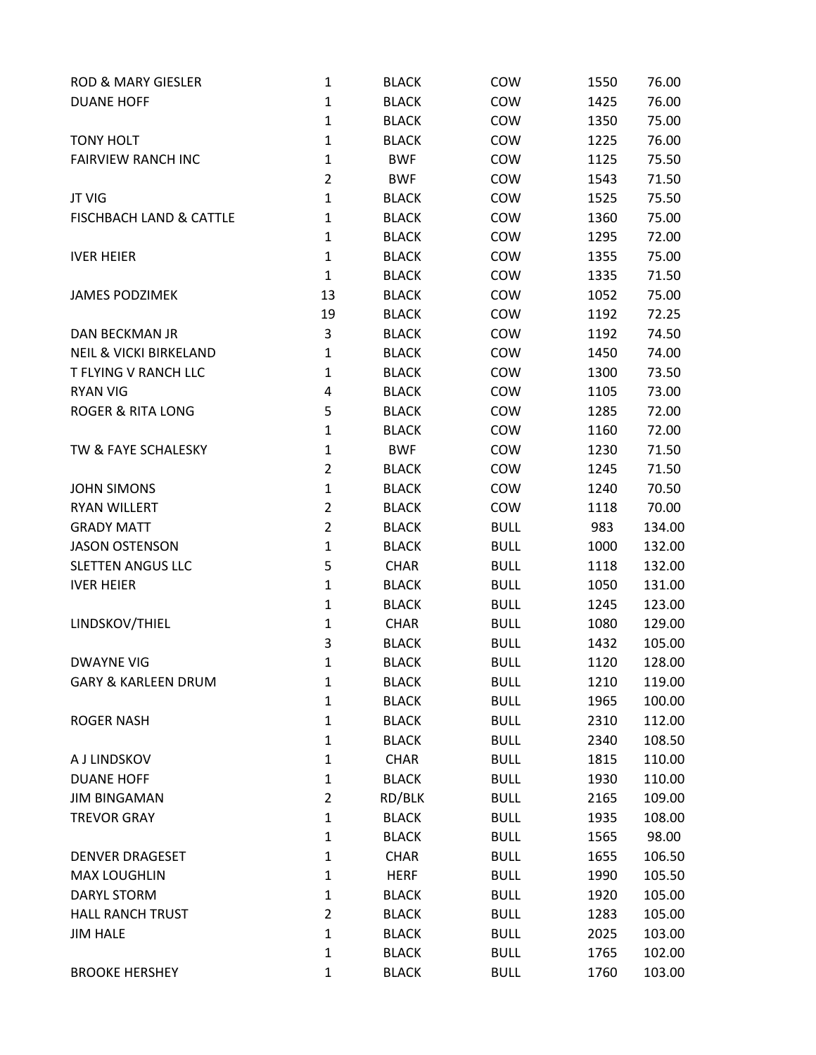| | | | | | |
|---|---|---|---|---|---|
| ROD & MARY GIESLER | 1 | BLACK | COW | 1550 | 76.00 |
| DUANE HOFF | 1 | BLACK | COW | 1425 | 76.00 |
| | 1 | BLACK | COW | 1350 | 75.00 |
| TONY HOLT | 1 | BLACK | COW | 1225 | 76.00 |
| FAIRVIEW RANCH INC | 1 | BWF | COW | 1125 | 75.50 |
| | 2 | BWF | COW | 1543 | 71.50 |
| JT VIG | 1 | BLACK | COW | 1525 | 75.50 |
| FISCHBACH LAND & CATTLE | 1 | BLACK | COW | 1360 | 75.00 |
| | 1 | BLACK | COW | 1295 | 72.00 |
| IVER HEIER | 1 | BLACK | COW | 1355 | 75.00 |
| | 1 | BLACK | COW | 1335 | 71.50 |
| JAMES PODZIMEK | 13 | BLACK | COW | 1052 | 75.00 |
| | 19 | BLACK | COW | 1192 | 72.25 |
| DAN BECKMAN JR | 3 | BLACK | COW | 1192 | 74.50 |
| NEIL & VICKI BIRKELAND | 1 | BLACK | COW | 1450 | 74.00 |
| T FLYING V RANCH LLC | 1 | BLACK | COW | 1300 | 73.50 |
| RYAN VIG | 4 | BLACK | COW | 1105 | 73.00 |
| ROGER & RITA LONG | 5 | BLACK | COW | 1285 | 72.00 |
| | 1 | BLACK | COW | 1160 | 72.00 |
| TW & FAYE SCHALESKY | 1 | BWF | COW | 1230 | 71.50 |
| | 2 | BLACK | COW | 1245 | 71.50 |
| JOHN SIMONS | 1 | BLACK | COW | 1240 | 70.50 |
| RYAN WILLERT | 2 | BLACK | COW | 1118 | 70.00 |
| GRADY MATT | 2 | BLACK | BULL | 983 | 134.00 |
| JASON OSTENSON | 1 | BLACK | BULL | 1000 | 132.00 |
| SLETTEN ANGUS LLC | 5 | CHAR | BULL | 1118 | 132.00 |
| IVER HEIER | 1 | BLACK | BULL | 1050 | 131.00 |
| | 1 | BLACK | BULL | 1245 | 123.00 |
| LINDSKOV/THIEL | 1 | CHAR | BULL | 1080 | 129.00 |
| | 3 | BLACK | BULL | 1432 | 105.00 |
| DWAYNE VIG | 1 | BLACK | BULL | 1120 | 128.00 |
| GARY & KARLEEN DRUM | 1 | BLACK | BULL | 1210 | 119.00 |
| | 1 | BLACK | BULL | 1965 | 100.00 |
| ROGER NASH | 1 | BLACK | BULL | 2310 | 112.00 |
| | 1 | BLACK | BULL | 2340 | 108.50 |
| A J LINDSKOV | 1 | CHAR | BULL | 1815 | 110.00 |
| DUANE HOFF | 1 | BLACK | BULL | 1930 | 110.00 |
| JIM BINGAMAN | 2 | RD/BLK | BULL | 2165 | 109.00 |
| TREVOR GRAY | 1 | BLACK | BULL | 1935 | 108.00 |
| | 1 | BLACK | BULL | 1565 | 98.00 |
| DENVER DRAGESET | 1 | CHAR | BULL | 1655 | 106.50 |
| MAX LOUGHLIN | 1 | HERF | BULL | 1990 | 105.50 |
| DARYL STORM | 1 | BLACK | BULL | 1920 | 105.00 |
| HALL RANCH TRUST | 2 | BLACK | BULL | 1283 | 105.00 |
| JIM HALE | 1 | BLACK | BULL | 2025 | 103.00 |
| | 1 | BLACK | BULL | 1765 | 102.00 |
| BROOKE HERSHEY | 1 | BLACK | BULL | 1760 | 103.00 |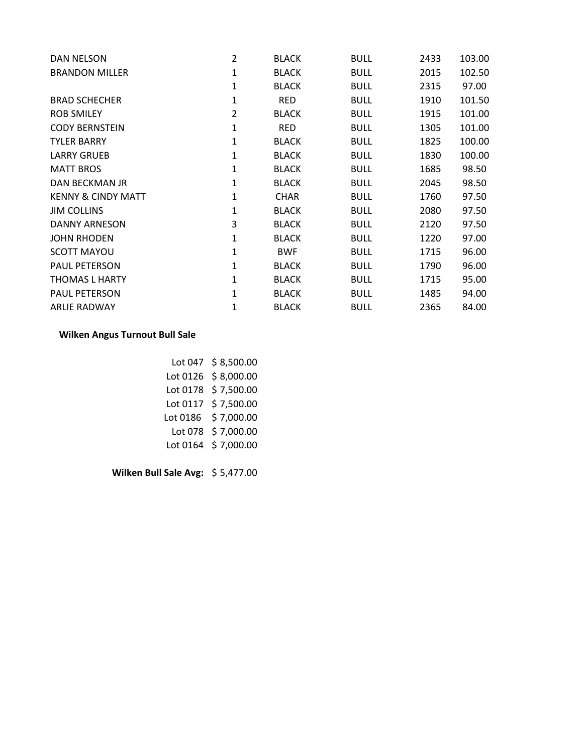| | | | | | |
|---|---|---|---|---|---|
| DAN NELSON | 2 | BLACK | BULL | 2433 | 103.00 |
| BRANDON MILLER | 1 | BLACK | BULL | 2015 | 102.50 |
| | 1 | BLACK | BULL | 2315 | 97.00 |
| BRAD SCHECHER | 1 | RED | BULL | 1910 | 101.50 |
| ROB SMILEY | 2 | BLACK | BULL | 1915 | 101.00 |
| CODY BERNSTEIN | 1 | RED | BULL | 1305 | 101.00 |
| TYLER BARRY | 1 | BLACK | BULL | 1825 | 100.00 |
| LARRY GRUEB | 1 | BLACK | BULL | 1830 | 100.00 |
| MATT BROS | 1 | BLACK | BULL | 1685 | 98.50 |
| DAN BECKMAN JR | 1 | BLACK | BULL | 2045 | 98.50 |
| KENNY & CINDY MATT | 1 | CHAR | BULL | 1760 | 97.50 |
| JIM COLLINS | 1 | BLACK | BULL | 2080 | 97.50 |
| DANNY ARNESON | 3 | BLACK | BULL | 2120 | 97.50 |
| JOHN RHODEN | 1 | BLACK | BULL | 1220 | 97.00 |
| SCOTT MAYOU | 1 | BWF | BULL | 1715 | 96.00 |
| PAUL PETERSON | 1 | BLACK | BULL | 1790 | 96.00 |
| THOMAS L HARTY | 1 | BLACK | BULL | 1715 | 95.00 |
| PAUL PETERSON | 1 | BLACK | BULL | 1485 | 94.00 |
| ARLIE RADWAY | 1 | BLACK | BULL | 2365 | 84.00 |

**Wilken Angus Turnout Bull Sale**

| | |
|---|---|
| Lot 047 | $ 8,500.00 |
| Lot 0126 | $ 8,000.00 |
| Lot 0178 | $ 7,500.00 |
| Lot 0117 | $ 7,500.00 |
| Lot 0186 | $ 7,000.00 |
| Lot 078 | $ 7,000.00 |
| Lot 0164 | $ 7,000.00 |

**Wilken Bull Sale Avg:** $ 5,477.00